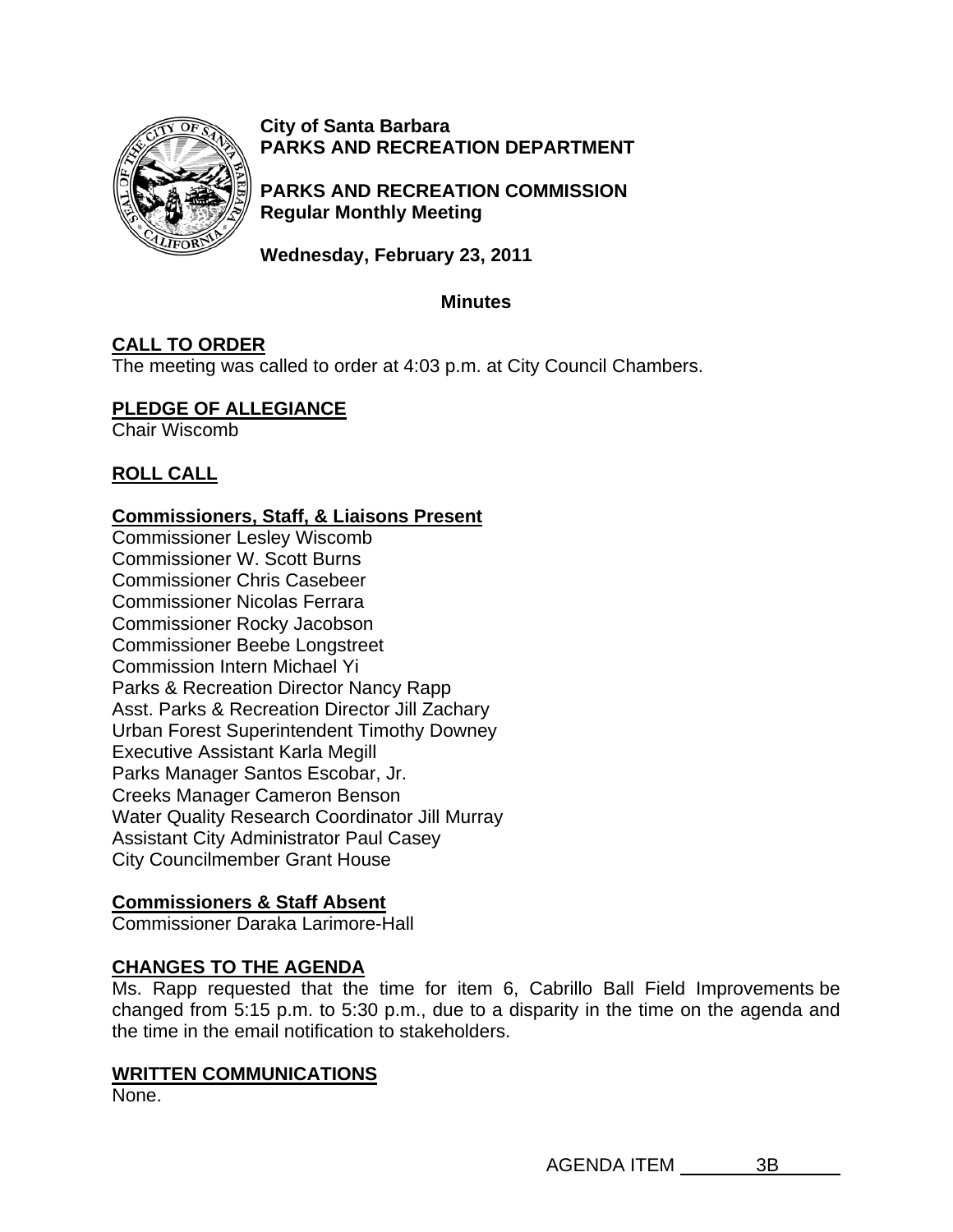**City of Santa Barbara**
**PARKS AND RECREATION DEPARTMENT**

**PARKS AND RECREATION COMMISSION**
**Regular Monthly Meeting**

**Wednesday, February 23, 2011**

**Minutes**

## CALL TO ORDER

The meeting was called to order at 4:03 p.m. at City Council Chambers.

## PLEDGE OF ALLEGIANCE

Chair Wiscomb

## ROLL CALL

### Commissioners, Staff, & Liaisons Present

Commissioner Lesley Wiscomb
Commissioner W. Scott Burns
Commissioner Chris Casebeer
Commissioner Nicolas Ferrara
Commissioner Rocky Jacobson
Commissioner Beebe Longstreet
Commission Intern Michael Yi
Parks & Recreation Director Nancy Rapp
Asst. Parks & Recreation Director Jill Zachary
Urban Forest Superintendent Timothy Downey
Executive Assistant Karla Megill
Parks Manager Santos Escobar, Jr.
Creeks Manager Cameron Benson
Water Quality Research Coordinator Jill Murray
Assistant City Administrator Paul Casey
City Councilmember Grant House

### Commissioners & Staff Absent

Commissioner Daraka Larimore-Hall

## CHANGES TO THE AGENDA

Ms. Rapp requested that the time for item 6, Cabrillo Ball Field Improvements be changed from 5:15 p.m. to 5:30 p.m., due to a disparity in the time on the agenda and the time in the email notification to stakeholders.

## WRITTEN COMMUNICATIONS

None.

AGENDA ITEM 3B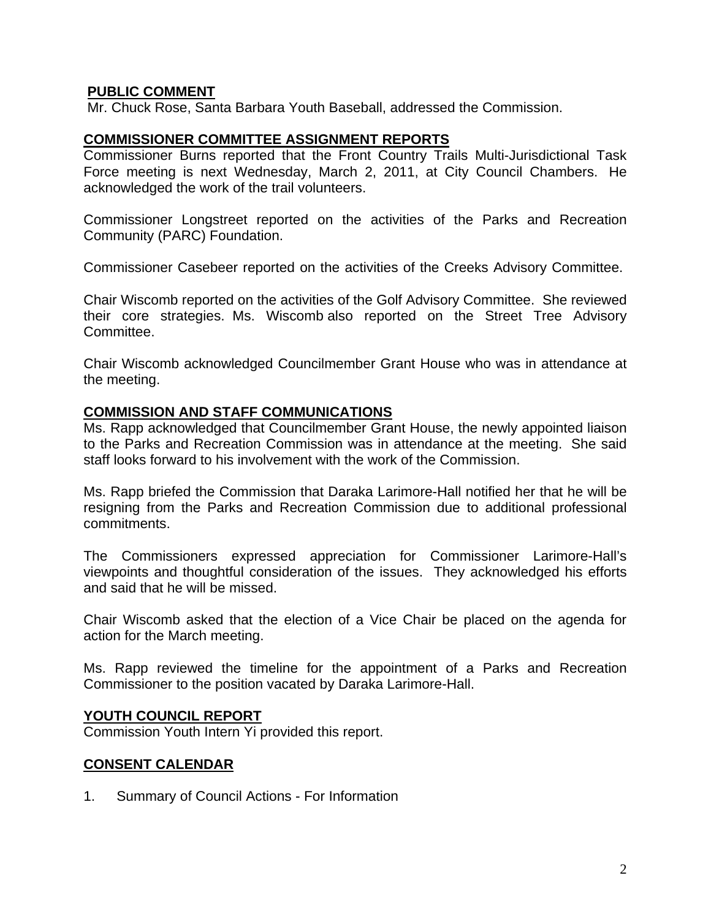**PUBLIC COMMENT**

Mr. Chuck Rose, Santa Barbara Youth Baseball, addressed the Commission.

**COMMISSIONER COMMITTEE ASSIGNMENT REPORTS**

Commissioner Burns reported that the Front Country Trails Multi-Jurisdictional Task Force meeting is next Wednesday, March 2, 2011, at City Council Chambers. He acknowledged the work of the trail volunteers.

Commissioner Longstreet reported on the activities of the Parks and Recreation Community (PARC) Foundation.

Commissioner Casebeer reported on the activities of the Creeks Advisory Committee.

Chair Wiscomb reported on the activities of the Golf Advisory Committee. She reviewed their core strategies. Ms. Wiscomb also reported on the Street Tree Advisory Committee.

Chair Wiscomb acknowledged Councilmember Grant House who was in attendance at the meeting.

**COMMISSION AND STAFF COMMUNICATIONS**

Ms. Rapp acknowledged that Councilmember Grant House, the newly appointed liaison to the Parks and Recreation Commission was in attendance at the meeting. She said staff looks forward to his involvement with the work of the Commission.

Ms. Rapp briefed the Commission that Daraka Larimore-Hall notified her that he will be resigning from the Parks and Recreation Commission due to additional professional commitments.

The Commissioners expressed appreciation for Commissioner Larimore-Hall's viewpoints and thoughtful consideration of the issues. They acknowledged his efforts and said that he will be missed.

Chair Wiscomb asked that the election of a Vice Chair be placed on the agenda for action for the March meeting.

Ms. Rapp reviewed the timeline for the appointment of a Parks and Recreation Commissioner to the position vacated by Daraka Larimore-Hall.

**YOUTH COUNCIL REPORT**

Commission Youth Intern Yi provided this report.

**CONSENT CALENDAR**

1. Summary of Council Actions - For Information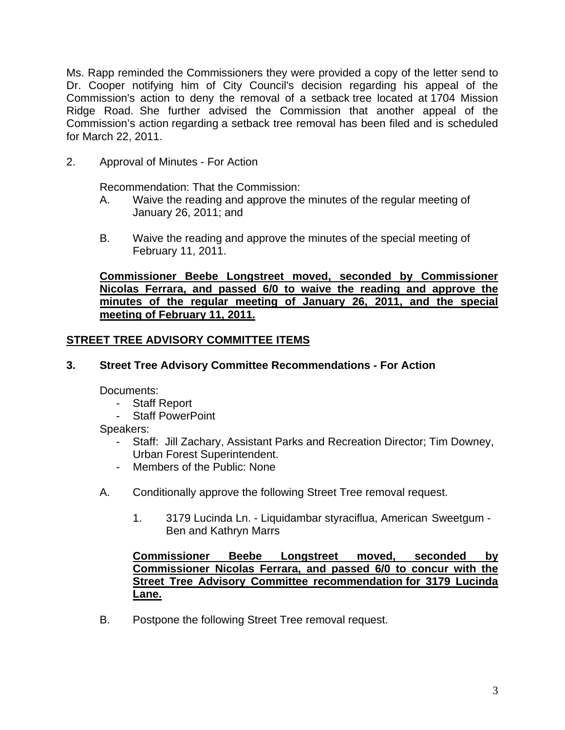Ms. Rapp reminded the Commissioners they were provided a copy of the letter send to Dr. Cooper notifying him of City Council's decision regarding his appeal of the Commission's action to deny the removal of a setback tree located at 1704 Mission Ridge Road. She further advised the Commission that another appeal of the Commission's action regarding a setback tree removal has been filed and is scheduled for March 22, 2011.

2. Approval of Minutes - For Action

   Recommendation: That the Commission:

   A. Waive the reading and approve the minutes of the regular meeting of January 26, 2011; and

   B. Waive the reading and approve the minutes of the special meeting of February 11, 2011.

   **Commissioner Beebe Longstreet moved, seconded by Commissioner Nicolas Ferrara, and passed 6/0 to waive the reading and approve the minutes of the regular meeting of January 26, 2011, and the special meeting of February 11, 2011.**

## STREET TREE ADVISORY COMMITTEE ITEMS

### 3. Street Tree Advisory Committee Recommendations - For Action

Documents:

- Staff Report
- Staff PowerPoint

Speakers:

- Staff: Jill Zachary, Assistant Parks and Recreation Director; Tim Downey, Urban Forest Superintendent.
- Members of the Public: None

A. Conditionally approve the following Street Tree removal request.

   1. 3179 Lucinda Ln. - Liquidambar styraciflua, American Sweetgum - Ben and Kathryn Marrs

   **Commissioner Beebe Longstreet moved, seconded by Commissioner Nicolas Ferrara, and passed 6/0 to concur with the Street Tree Advisory Committee recommendation for 3179 Lucinda Lane.**

B. Postpone the following Street Tree removal request.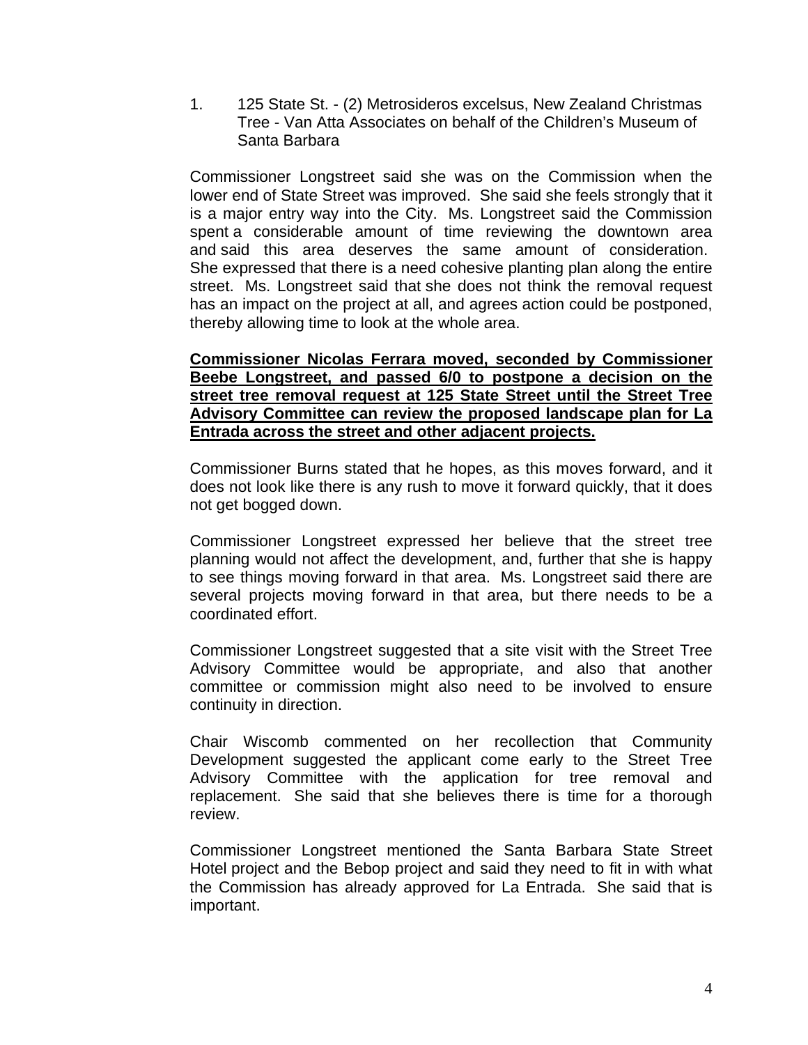1. 125 State St. - (2) Metrosideros excelsus, New Zealand Christmas Tree - Van Atta Associates on behalf of the Children's Museum of Santa Barbara

Commissioner Longstreet said she was on the Commission when the lower end of State Street was improved. She said she feels strongly that it is a major entry way into the City. Ms. Longstreet said the Commission spent a considerable amount of time reviewing the downtown area and said this area deserves the same amount of consideration. She expressed that there is a need cohesive planting plan along the entire street. Ms. Longstreet said that she does not think the removal request has an impact on the project at all, and agrees action could be postponed, thereby allowing time to look at the whole area.

**Commissioner Nicolas Ferrara moved, seconded by Commissioner Beebe Longstreet, and passed 6/0 to postpone a decision on the street tree removal request at 125 State Street until the Street Tree Advisory Committee can review the proposed landscape plan for La Entrada across the street and other adjacent projects.**

Commissioner Burns stated that he hopes, as this moves forward, and it does not look like there is any rush to move it forward quickly, that it does not get bogged down.

Commissioner Longstreet expressed her believe that the street tree planning would not affect the development, and, further that she is happy to see things moving forward in that area. Ms. Longstreet said there are several projects moving forward in that area, but there needs to be a coordinated effort.

Commissioner Longstreet suggested that a site visit with the Street Tree Advisory Committee would be appropriate, and also that another committee or commission might also need to be involved to ensure continuity in direction.

Chair Wiscomb commented on her recollection that Community Development suggested the applicant come early to the Street Tree Advisory Committee with the application for tree removal and replacement. She said that she believes there is time for a thorough review.

Commissioner Longstreet mentioned the Santa Barbara State Street Hotel project and the Bebop project and said they need to fit in with what the Commission has already approved for La Entrada. She said that is important.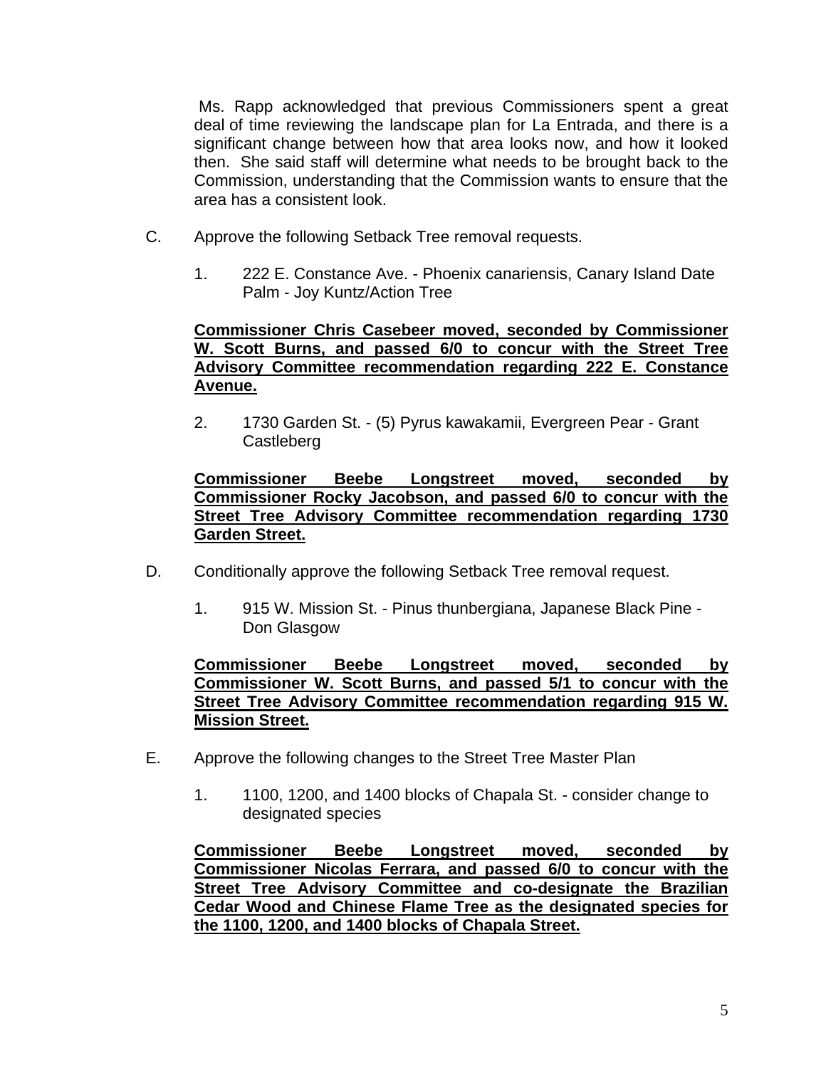Ms. Rapp acknowledged that previous Commissioners spent a great deal of time reviewing the landscape plan for La Entrada, and there is a significant change between how that area looks now, and how it looked then. She said staff will determine what needs to be brought back to the Commission, understanding that the Commission wants to ensure that the area has a consistent look.

C. Approve the following Setback Tree removal requests.

1. 222 E. Constance Ave. - Phoenix canariensis, Canary Island Date Palm - Joy Kuntz/Action Tree

**Commissioner Chris Casebeer moved, seconded by Commissioner W. Scott Burns, and passed 6/0 to concur with the Street Tree Advisory Committee recommendation regarding 222 E. Constance Avenue.**

2. 1730 Garden St. - (5) Pyrus kawakamii, Evergreen Pear - Grant Castleberg

**Commissioner Beebe Longstreet moved, seconded by Commissioner Rocky Jacobson, and passed 6/0 to concur with the Street Tree Advisory Committee recommendation regarding 1730 Garden Street.**

D. Conditionally approve the following Setback Tree removal request.

1. 915 W. Mission St. - Pinus thunbergiana, Japanese Black Pine - Don Glasgow

**Commissioner Beebe Longstreet moved, seconded by Commissioner W. Scott Burns, and passed 5/1 to concur with the Street Tree Advisory Committee recommendation regarding 915 W. Mission Street.**

E. Approve the following changes to the Street Tree Master Plan

1. 1100, 1200, and 1400 blocks of Chapala St. - consider change to designated species

**Commissioner Beebe Longstreet moved, seconded by Commissioner Nicolas Ferrara, and passed 6/0 to concur with the Street Tree Advisory Committee and co-designate the Brazilian Cedar Wood and Chinese Flame Tree as the designated species for the 1100, 1200, and 1400 blocks of Chapala Street.**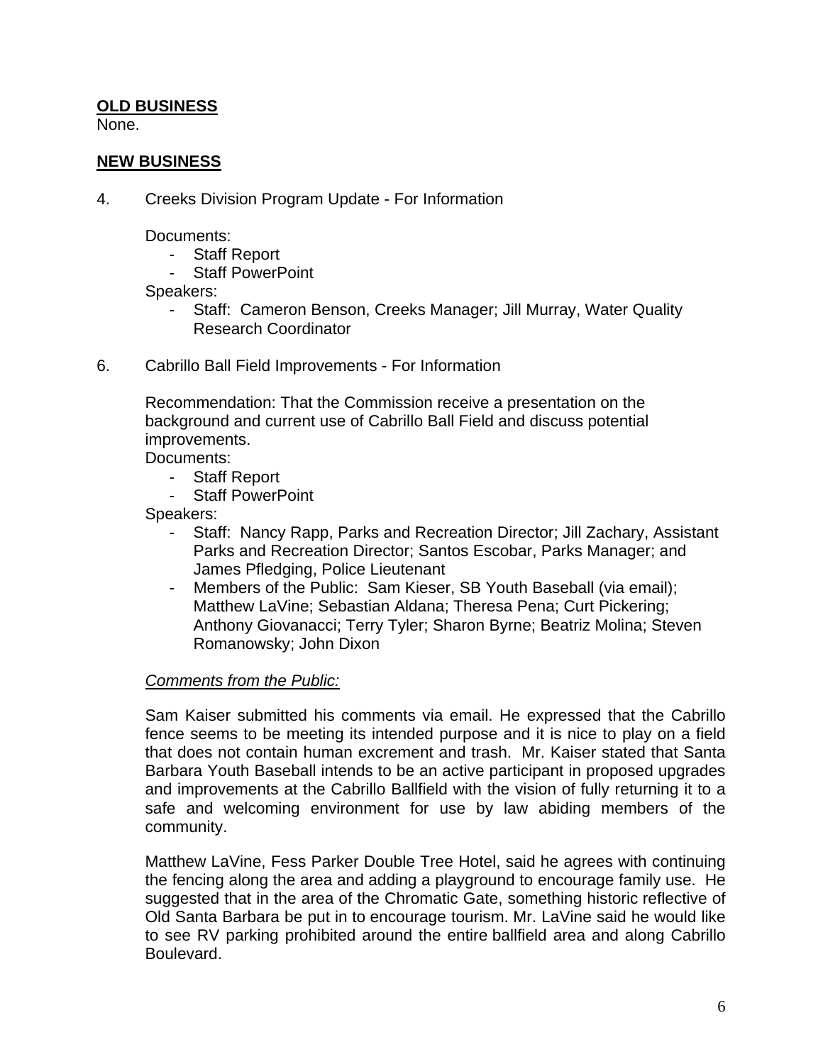**OLD BUSINESS**
None.

**NEW BUSINESS**

4. Creeks Division Program Update - For Information

   Documents:
   - Staff Report
   - Staff PowerPoint

   Speakers:
   - Staff: Cameron Benson, Creeks Manager; Jill Murray, Water Quality Research Coordinator

6. Cabrillo Ball Field Improvements - For Information

   Recommendation: That the Commission receive a presentation on the background and current use of Cabrillo Ball Field and discuss potential improvements.

   Documents:
   - Staff Report
   - Staff PowerPoint

   Speakers:
   - Staff: Nancy Rapp, Parks and Recreation Director; Jill Zachary, Assistant Parks and Recreation Director; Santos Escobar, Parks Manager; and James Pfledging, Police Lieutenant
   - Members of the Public: Sam Kieser, SB Youth Baseball (via email); Matthew LaVine; Sebastian Aldana; Theresa Pena; Curt Pickering; Anthony Giovanacci; Terry Tyler; Sharon Byrne; Beatriz Molina; Steven Romanowsky; John Dixon

   *Comments from the Public:*

   Sam Kaiser submitted his comments via email. He expressed that the Cabrillo fence seems to be meeting its intended purpose and it is nice to play on a field that does not contain human excrement and trash. Mr. Kaiser stated that Santa Barbara Youth Baseball intends to be an active participant in proposed upgrades and improvements at the Cabrillo Ballfield with the vision of fully returning it to a safe and welcoming environment for use by law abiding members of the community.

   Matthew LaVine, Fess Parker Double Tree Hotel, said he agrees with continuing the fencing along the area and adding a playground to encourage family use. He suggested that in the area of the Chromatic Gate, something historic reflective of Old Santa Barbara be put in to encourage tourism. Mr. LaVine said he would like to see RV parking prohibited around the entire ballfield area and along Cabrillo Boulevard.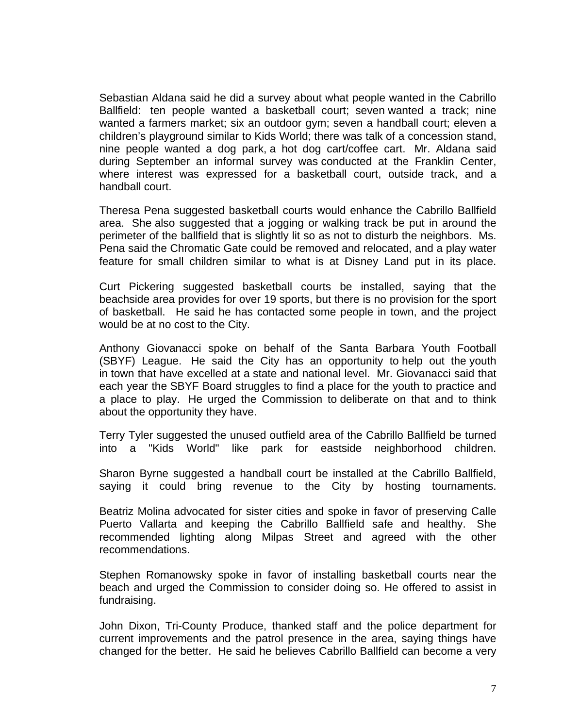Sebastian Aldana said he did a survey about what people wanted in the Cabrillo Ballfield: ten people wanted a basketball court; seven wanted a track; nine wanted a farmers market; six an outdoor gym; seven a handball court; eleven a children's playground similar to Kids World; there was talk of a concession stand, nine people wanted a dog park, a hot dog cart/coffee cart. Mr. Aldana said during September an informal survey was conducted at the Franklin Center, where interest was expressed for a basketball court, outside track, and a handball court.

Theresa Pena suggested basketball courts would enhance the Cabrillo Ballfield area. She also suggested that a jogging or walking track be put in around the perimeter of the ballfield that is slightly lit so as not to disturb the neighbors. Ms. Pena said the Chromatic Gate could be removed and relocated, and a play water feature for small children similar to what is at Disney Land put in its place.

Curt Pickering suggested basketball courts be installed, saying that the beachside area provides for over 19 sports, but there is no provision for the sport of basketball. He said he has contacted some people in town, and the project would be at no cost to the City.

Anthony Giovanacci spoke on behalf of the Santa Barbara Youth Football (SBYF) League. He said the City has an opportunity to help out the youth in town that have excelled at a state and national level. Mr. Giovanacci said that each year the SBYF Board struggles to find a place for the youth to practice and a place to play. He urged the Commission to deliberate on that and to think about the opportunity they have.

Terry Tyler suggested the unused outfield area of the Cabrillo Ballfield be turned into a "Kids World" like park for eastside neighborhood children.

Sharon Byrne suggested a handball court be installed at the Cabrillo Ballfield, saying it could bring revenue to the City by hosting tournaments.

Beatriz Molina advocated for sister cities and spoke in favor of preserving Calle Puerto Vallarta and keeping the Cabrillo Ballfield safe and healthy. She recommended lighting along Milpas Street and agreed with the other recommendations.

Stephen Romanowsky spoke in favor of installing basketball courts near the beach and urged the Commission to consider doing so. He offered to assist in fundraising.

John Dixon, Tri-County Produce, thanked staff and the police department for current improvements and the patrol presence in the area, saying things have changed for the better. He said he believes Cabrillo Ballfield can become a very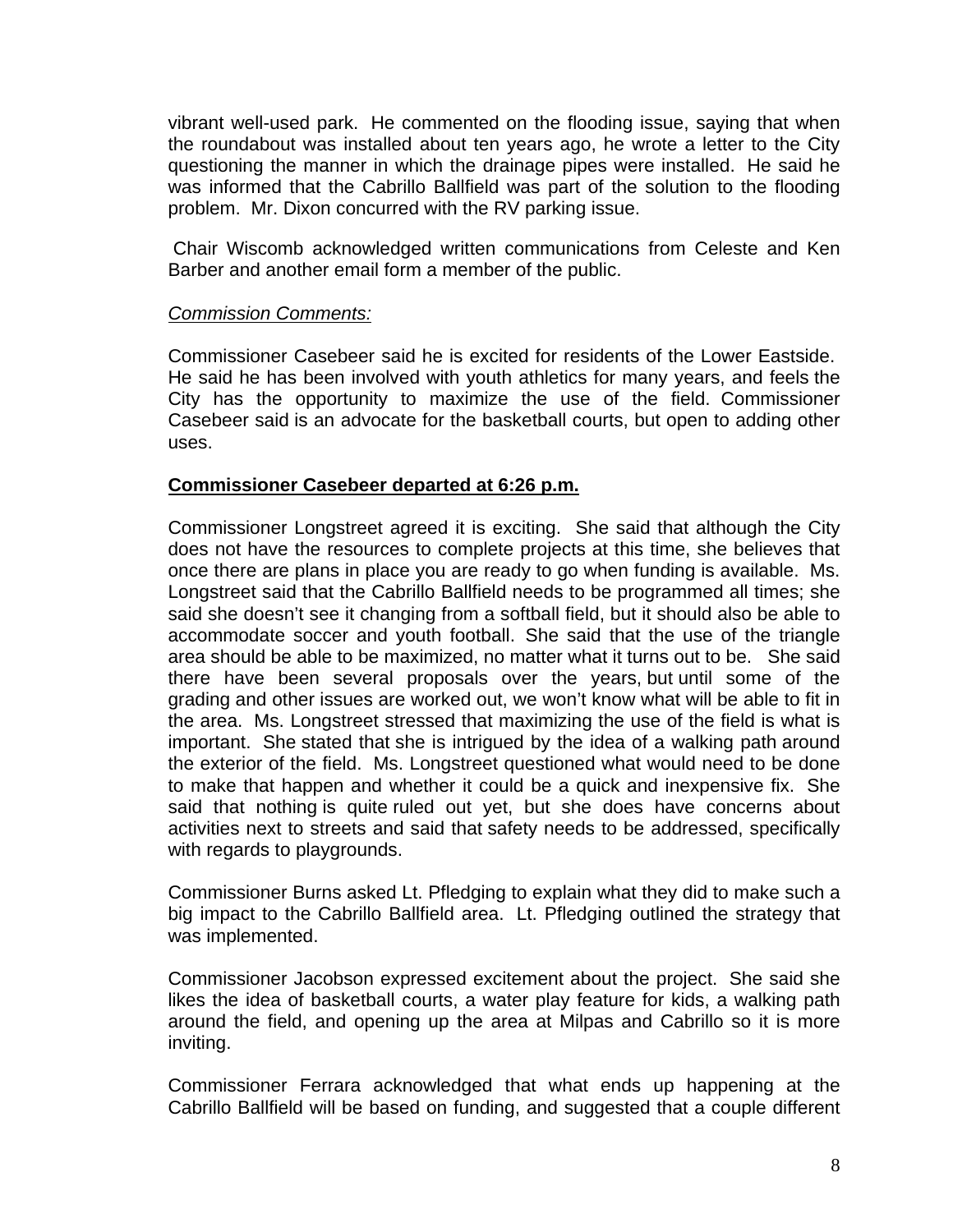vibrant well-used park. He commented on the flooding issue, saying that when the roundabout was installed about ten years ago, he wrote a letter to the City questioning the manner in which the drainage pipes were installed. He said he was informed that the Cabrillo Ballfield was part of the solution to the flooding problem. Mr. Dixon concurred with the RV parking issue.

Chair Wiscomb acknowledged written communications from Celeste and Ken Barber and another email form a member of the public.

*Commission Comments:*

Commissioner Casebeer said he is excited for residents of the Lower Eastside. He said he has been involved with youth athletics for many years, and feels the City has the opportunity to maximize the use of the field. Commissioner Casebeer said is an advocate for the basketball courts, but open to adding other uses.

**Commissioner Casebeer departed at 6:26 p.m.**

Commissioner Longstreet agreed it is exciting. She said that although the City does not have the resources to complete projects at this time, she believes that once there are plans in place you are ready to go when funding is available. Ms. Longstreet said that the Cabrillo Ballfield needs to be programmed all times; she said she doesn't see it changing from a softball field, but it should also be able to accommodate soccer and youth football. She said that the use of the triangle area should be able to be maximized, no matter what it turns out to be. She said there have been several proposals over the years, but until some of the grading and other issues are worked out, we won't know what will be able to fit in the area. Ms. Longstreet stressed that maximizing the use of the field is what is important. She stated that she is intrigued by the idea of a walking path around the exterior of the field. Ms. Longstreet questioned what would need to be done to make that happen and whether it could be a quick and inexpensive fix. She said that nothing is quite ruled out yet, but she does have concerns about activities next to streets and said that safety needs to be addressed, specifically with regards to playgrounds.

Commissioner Burns asked Lt. Pfledging to explain what they did to make such a big impact to the Cabrillo Ballfield area. Lt. Pfledging outlined the strategy that was implemented.

Commissioner Jacobson expressed excitement about the project. She said she likes the idea of basketball courts, a water play feature for kids, a walking path around the field, and opening up the area at Milpas and Cabrillo so it is more inviting.

Commissioner Ferrara acknowledged that what ends up happening at the Cabrillo Ballfield will be based on funding, and suggested that a couple different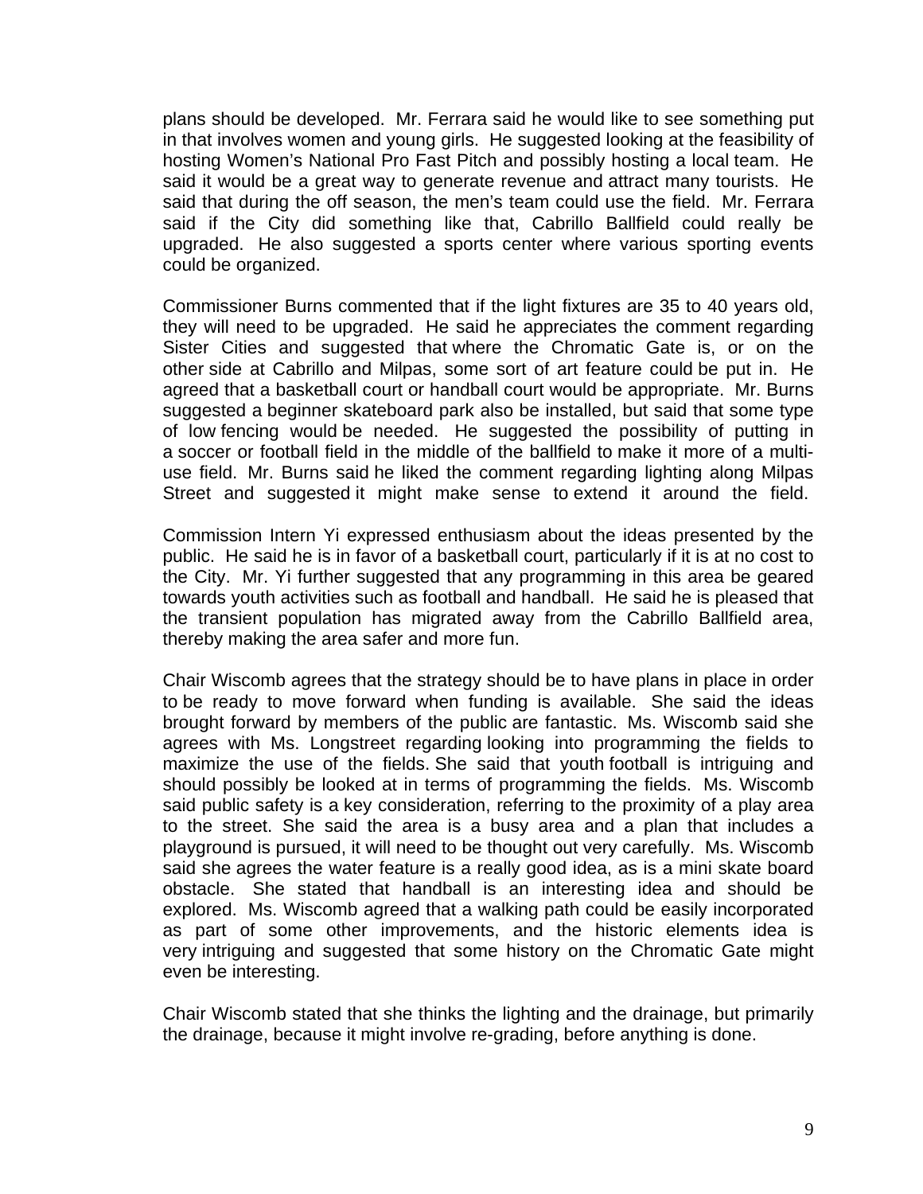plans should be developed. Mr. Ferrara said he would like to see something put in that involves women and young girls. He suggested looking at the feasibility of hosting Women's National Pro Fast Pitch and possibly hosting a local team. He said it would be a great way to generate revenue and attract many tourists. He said that during the off season, the men's team could use the field. Mr. Ferrara said if the City did something like that, Cabrillo Ballfield could really be upgraded. He also suggested a sports center where various sporting events could be organized.

Commissioner Burns commented that if the light fixtures are 35 to 40 years old, they will need to be upgraded. He said he appreciates the comment regarding Sister Cities and suggested that where the Chromatic Gate is, or on the other side at Cabrillo and Milpas, some sort of art feature could be put in. He agreed that a basketball court or handball court would be appropriate. Mr. Burns suggested a beginner skateboard park also be installed, but said that some type of low fencing would be needed. He suggested the possibility of putting in a soccer or football field in the middle of the ballfield to make it more of a multi-use field. Mr. Burns said he liked the comment regarding lighting along Milpas Street and suggested it might make sense to extend it around the field.

Commission Intern Yi expressed enthusiasm about the ideas presented by the public. He said he is in favor of a basketball court, particularly if it is at no cost to the City. Mr. Yi further suggested that any programming in this area be geared towards youth activities such as football and handball. He said he is pleased that the transient population has migrated away from the Cabrillo Ballfield area, thereby making the area safer and more fun.

Chair Wiscomb agrees that the strategy should be to have plans in place in order to be ready to move forward when funding is available. She said the ideas brought forward by members of the public are fantastic. Ms. Wiscomb said she agrees with Ms. Longstreet regarding looking into programming the fields to maximize the use of the fields. She said that youth football is intriguing and should possibly be looked at in terms of programming the fields. Ms. Wiscomb said public safety is a key consideration, referring to the proximity of a play area to the street. She said the area is a busy area and a plan that includes a playground is pursued, it will need to be thought out very carefully. Ms. Wiscomb said she agrees the water feature is a really good idea, as is a mini skate board obstacle. She stated that handball is an interesting idea and should be explored. Ms. Wiscomb agreed that a walking path could be easily incorporated as part of some other improvements, and the historic elements idea is very intriguing and suggested that some history on the Chromatic Gate might even be interesting.

Chair Wiscomb stated that she thinks the lighting and the drainage, but primarily the drainage, because it might involve re-grading, before anything is done.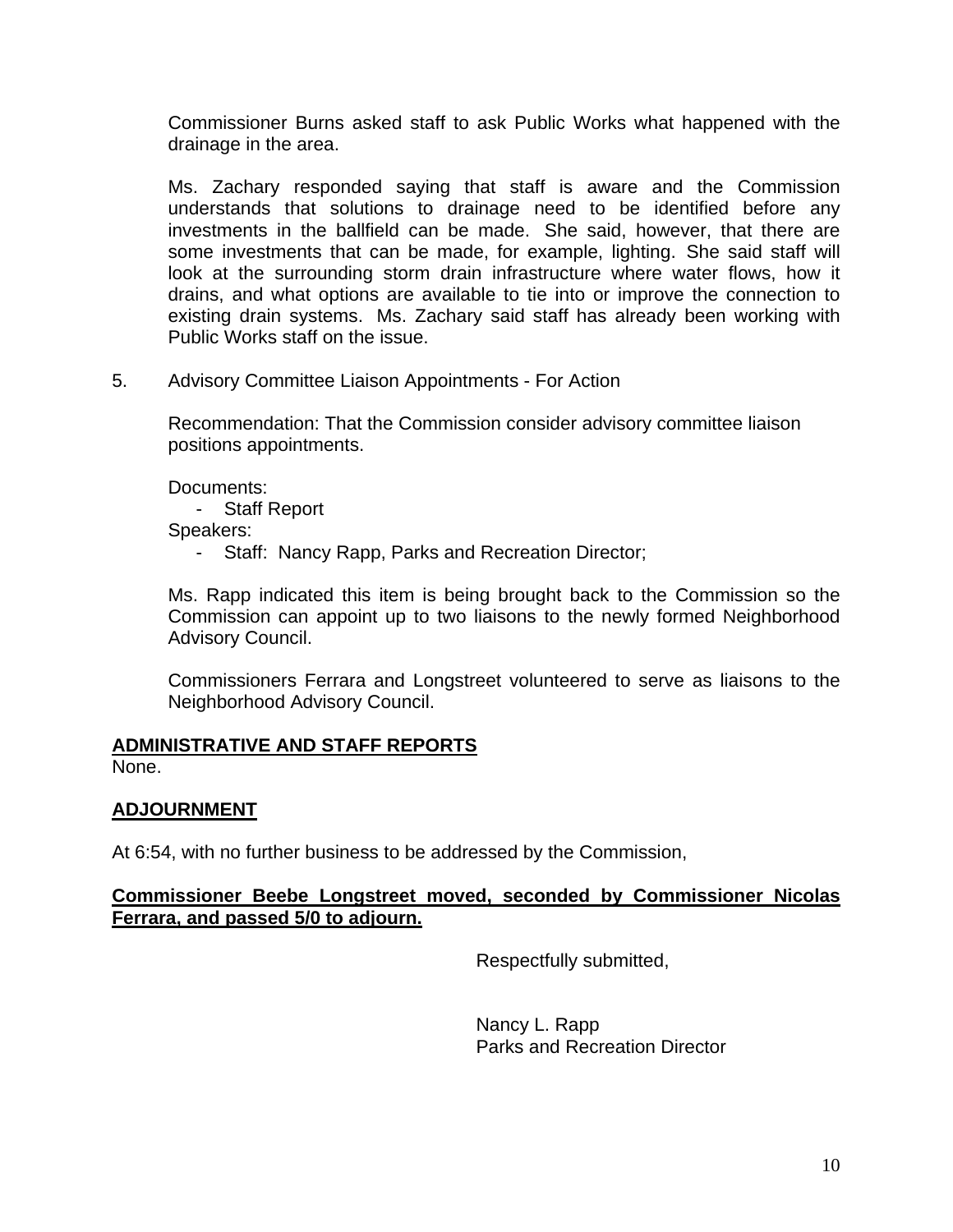Commissioner Burns asked staff to ask Public Works what happened with the drainage in the area.

Ms. Zachary responded saying that staff is aware and the Commission understands that solutions to drainage need to be identified before any investments in the ballfield can be made. She said, however, that there are some investments that can be made, for example, lighting. She said staff will look at the surrounding storm drain infrastructure where water flows, how it drains, and what options are available to tie into or improve the connection to existing drain systems. Ms. Zachary said staff has already been working with Public Works staff on the issue.

5. Advisory Committee Liaison Appointments - For Action

   Recommendation: That the Commission consider advisory committee liaison positions appointments.

   Documents:
   - Staff Report

   Speakers:
   - Staff: Nancy Rapp, Parks and Recreation Director;

   Ms. Rapp indicated this item is being brought back to the Commission so the Commission can appoint up to two liaisons to the newly formed Neighborhood Advisory Council.

   Commissioners Ferrara and Longstreet volunteered to serve as liaisons to the Neighborhood Advisory Council.

## ADMINISTRATIVE AND STAFF REPORTS

None.

## ADJOURNMENT

At 6:54, with no further business to be addressed by the Commission,

**Commissioner Beebe Longstreet moved, seconded by Commissioner Nicolas Ferrara, and passed 5/0 to adjourn.**

Respectfully submitted,

Nancy L. Rapp
Parks and Recreation Director